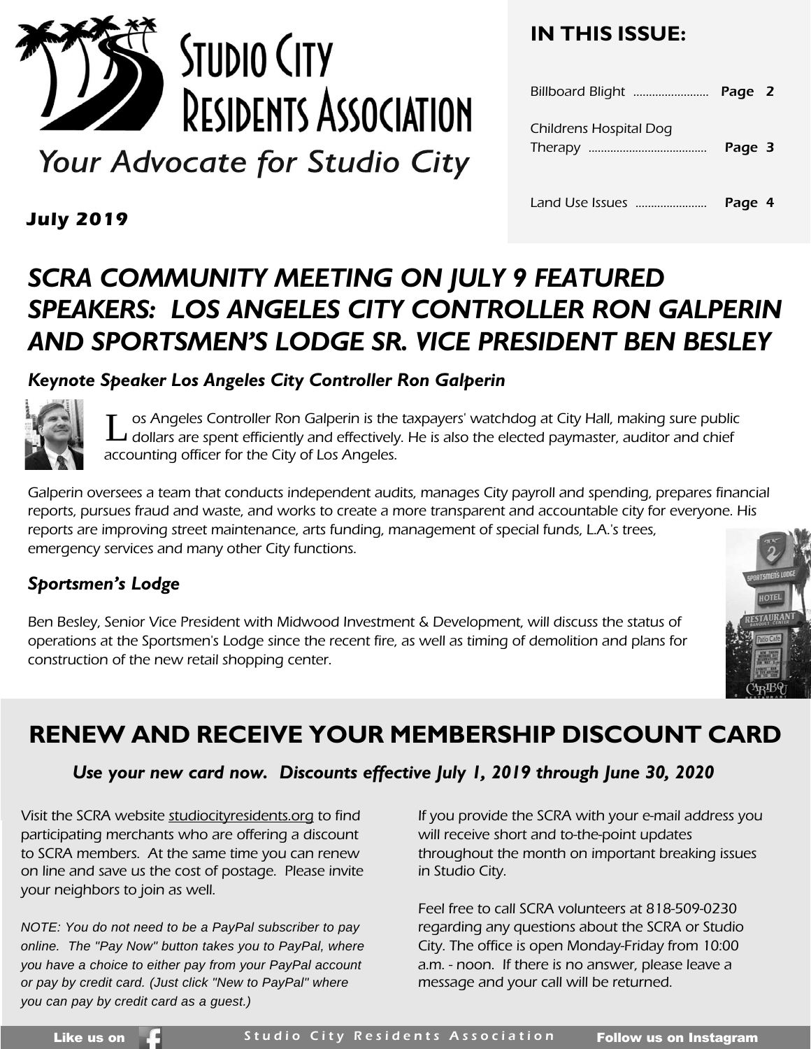# Studio City Residents Association

*Your Advocate for Studio City*

**July 2019**

## IN THIS ISSUE:

Billboard Blight ........................ Page 2

Childrens Hospital Dog Therapy ...................................... Page 3

Land Use Issues ....................... Page 4

# *SCRA COMMUNITY MEETING ON JULY 9 FEATURED SPEAKERS: LOS ANGELES CITY CONTROLLER RON GALPERIN AND SPORTSMEN'S LODGE SR. VICE PRESIDENT BEN BESLEY*

### *Keynote Speaker Los Angeles City Controller Ron Galperin*

*Los Angeles Controller Ron Galperin is the taxpayers' watchdog at City Hall, making sure public dollars are spent efficiently and effectively. He is also the elected paymaster, auditor and chief accounting officer for the City of Los Angeles.*

*Galperin oversees a team that conducts independent audits, manages City payroll and spending, prepares financial reports, pursues fraud and waste, and works to create a more transparent and accountable city for everyone. His reports are improving street maintenance, arts funding, management of special funds, L.A.'s trees, emergency services and many other City functions.*

### *Sportsmen's Lodge*

*Ben Besley, Senior Vice President with Midwood Investment & Development, will discuss the status of operations at the Sportsmen's Lodge since the recent fire, as well as timing of demolition and plans for construction of the new retail shopping center.*

## RENEW AND RECEIVE YOUR MEMBERSHIP DISCOUNT CARD

***Use your new card now. Discounts effective July 1, 2019 through June 30, 2020***

Visit the SCRA website studiocityresidents.org to find participating merchants who are offering a discount to SCRA members. At the same time you can renew on line and save us the cost of postage. Please invite your neighbors to join as well.

*NOTE: You do not need to be a PayPal subscriber to pay online. The "Pay Now" button takes you to PayPal, where you have a choice to either pay from your PayPal account or pay by credit card. (Just click "New to PayPal" where you can pay by credit card as a guest.)*

If you provide the SCRA with your e-mail address you will receive short and to-the-point updates throughout the month on important breaking issues in Studio City.

Feel free to call SCRA volunteers at 818-509-0230 regarding any questions about the SCRA or Studio City. The office is open Monday-Friday from 10:00 a.m. - noon. If there is no answer, please leave a message and your call will be returned.

**Like us on** Facebook — Studio City Residents Association — **Follow us on Instagram**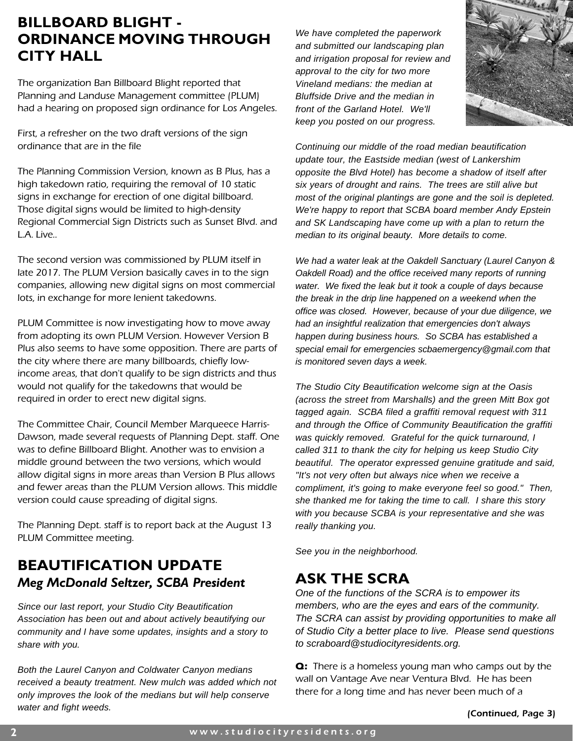## BILLBOARD BLIGHT - ORDINANCE MOVING THROUGH CITY HALL

The organization Ban Billboard Blight reported that Planning and Landuse Management committee (PLUM) had a hearing on proposed sign ordinance for Los Angeles.

First, a refresher on the two draft versions of the sign ordinance that are in the file

The Planning Commission Version, known as B Plus, has a high takedown ratio, requiring the removal of 10 static signs in exchange for erection of one digital billboard. Those digital signs would be limited to high-density Regional Commercial Sign Districts such as Sunset Blvd. and L.A. Live..

The second version was commissioned by PLUM itself in late 2017. The PLUM Version basically caves in to the sign companies, allowing new digital signs on most commercial lots, in exchange for more lenient takedowns.

PLUM Committee is now investigating how to move away from adopting its own PLUM Version. However Version B Plus also seems to have some opposition. There are parts of the city where there are many billboards, chiefly low-income areas, that don't qualify to be sign districts and thus would not qualify for the takedowns that would be required in order to erect new digital signs.

The Committee Chair, Council Member Marqueece Harris-Dawson, made several requests of Planning Dept. staff. One was to define Billboard Blight. Another was to envision a middle ground between the two versions, which would allow digital signs in more areas than Version B Plus allows and fewer areas than the PLUM Version allows. This middle version could cause spreading of digital signs.

The Planning Dept. staff is to report back at the August 13 PLUM Committee meeting.

## BEAUTIFICATION UPDATE
### *Meg McDonald Seltzer, SCBA President*

*Since our last report, your Studio City Beautification Association has been out and about actively beautifying our community and I have some updates, insights and a story to share with you.*

*Both the Laurel Canyon and Coldwater Canyon medians received a beauty treatment. New mulch was added which not only improves the look of the medians but will help conserve water and fight weeds.*

*We have completed the paperwork and submitted our landscaping plan and irrigation proposal for review and approval to the city for two more Vineland medians: the median at Bluffside Drive and the median in front of the Garland Hotel. We'll keep you posted on our progress.*

*Continuing our middle of the road median beautification update tour, the Eastside median (west of Lankershim opposite the Blvd Hotel) has become a shadow of itself after six years of drought and rains. The trees are still alive but most of the original plantings are gone and the soil is depleted. We're happy to report that SCBA board member Andy Epstein and SK Landscaping have come up with a plan to return the median to its original beauty. More details to come.*

*We had a water leak at the Oakdell Sanctuary (Laurel Canyon & Oakdell Road) and the office received many reports of running water. We fixed the leak but it took a couple of days because the break in the drip line happened on a weekend when the office was closed. However, because of your due diligence, we had an insightful realization that emergencies don't always happen during business hours. So SCBA has established a special email for emergencies scbaemergency@gmail.com that is monitored seven days a week.*

*The Studio City Beautification welcome sign at the Oasis (across the street from Marshalls) and the green Mitt Box got tagged again. SCBA filed a graffiti removal request with 311 and through the Office of Community Beautification the graffiti was quickly removed. Grateful for the quick turnaround, I called 311 to thank the city for helping us keep Studio City beautiful. The operator expressed genuine gratitude and said, "It's not very often but always nice when we receive a compliment, it's going to make everyone feel so good." Then, she thanked me for taking the time to call. I share this story with you because SCBA is your representative and she was really thanking you.*

*See you in the neighborhood.*

## ASK THE SCRA

*One of the functions of the SCRA is to empower its members, who are the eyes and ears of the community. The SCRA can assist by providing opportunities to make all of Studio City a better place to live. Please send questions to scraboard@studiocityresidents.org.*

**Q:** There is a homeless young man who camps out by the wall on Vantage Ave near Ventura Blvd. He has been there for a long time and has never been much of a

**(Continued, Page 3)**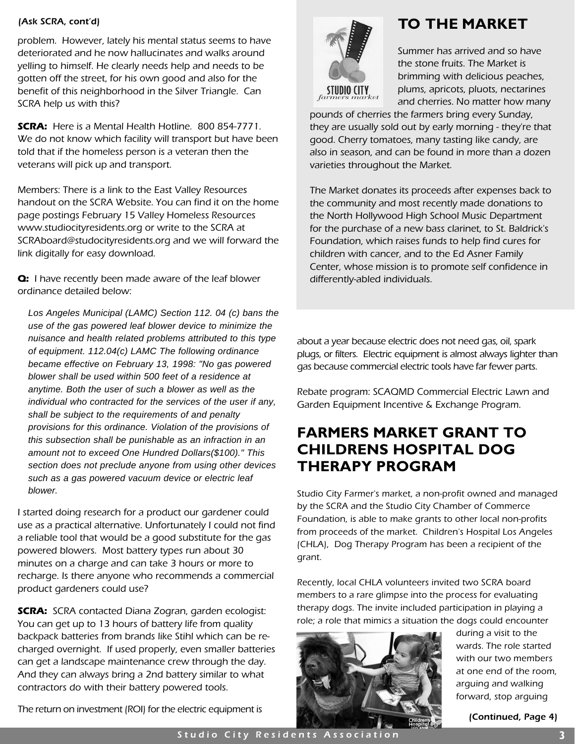*(Ask SCRA, cont'd)*

problem. However, lately his mental status seems to have deteriorated and he now hallucinates and walks around yelling to himself. He clearly needs help and needs to be gotten off the street, for his own good and also for the benefit of this neighborhood in the Silver Triangle. Can SCRA help us with this?

**SCRA:** Here is a Mental Health Hotline. 800 854-7771. We do not know which facility will transport but have been told that if the homeless person is a veteran then the veterans will pick up and transport.

Members: There is a link to the East Valley Resources handout on the SCRA Website. You can find it on the home page postings February 15 Valley Homeless Resources www.studiocityresidents.org or write to the SCRA at SCRAboard@studocityresidents.org and we will forward the link digitally for easy download.

**Q:** I have recently been made aware of the leaf blower ordinance detailed below:

> *Los Angeles Municipal (LAMC) Section 112. 04 (c) bans the use of the gas powered leaf blower device to minimize the nuisance and health related problems attributed to this type of equipment. 112.04(c) LAMC The following ordinance became effective on February 13, 1998: "No gas powered blower shall be used within 500 feet of a residence at anytime. Both the user of such a blower as well as the individual who contracted for the services of the user if any, shall be subject to the requirements of and penalty provisions for this ordinance. Violation of the provisions of this subsection shall be punishable as an infraction in an amount not to exceed One Hundred Dollars($100)." This section does not preclude anyone from using other devices such as a gas powered vacuum device or electric leaf blower.*

I started doing research for a product our gardener could use as a practical alternative. Unfortunately I could not find a reliable tool that would be a good substitute for the gas powered blowers. Most battery types run about 30 minutes on a charge and can take 3 hours or more to recharge. Is there anyone who recommends a commercial product gardeners could use?

**SCRA:** SCRA contacted Diana Zogran, garden ecologist: You can get up to 13 hours of battery life from quality backpack batteries from brands like Stihl which can be re-charged overnight. If used properly, even smaller batteries can get a landscape maintenance crew through the day. And they can always bring a 2nd battery similar to what contractors do with their battery powered tools.

The return on investment (ROI) for the electric equipment is about a year because electric does not need gas, oil, spark plugs, or filters. Electric equipment is almost always lighter than gas because commercial electric tools have far fewer parts.

Rebate program: SCAQMD Commercial Electric Lawn and Garden Equipment Incentive & Exchange Program.

## TO THE MARKET

*Summer has arrived and so have the stone fruits. The Market is brimming with delicious peaches, plums, apricots, pluots, nectarines and cherries. No matter how many pounds of cherries the farmers bring every Sunday, they are usually sold out by early morning - they're that good. Cherry tomatoes, many tasting like candy, are also in season, and can be found in more than a dozen varieties throughout the Market.*

*The Market donates its proceeds after expenses back to the community and most recently made donations to the North Hollywood High School Music Department for the purchase of a new bass clarinet, to St. Baldrick's Foundation, which raises funds to help find cures for children with cancer, and to the Ed Asner Family Center, whose mission is to promote self confidence in differently-abled individuals.*

## FARMERS MARKET GRANT TO CHILDRENS HOSPITAL DOG THERAPY PROGRAM

Studio City Farmer's market, a non-profit owned and managed by the SCRA and the Studio City Chamber of Commerce Foundation, is able to make grants to other local non-profits from proceeds of the market. Children's Hospital Los Angeles (CHLA), Dog Therapy Program has been a recipient of the grant.

Recently, local CHLA volunteers invited two SCRA board members to a rare glimpse into the process for evaluating therapy dogs. The invite included participation in playing a role; a role that mimics a situation the dogs could encounter during a visit to the wards. The role started with our two members at one end of the room, arguing and walking forward, stop arguing

**(Continued, Page 4)**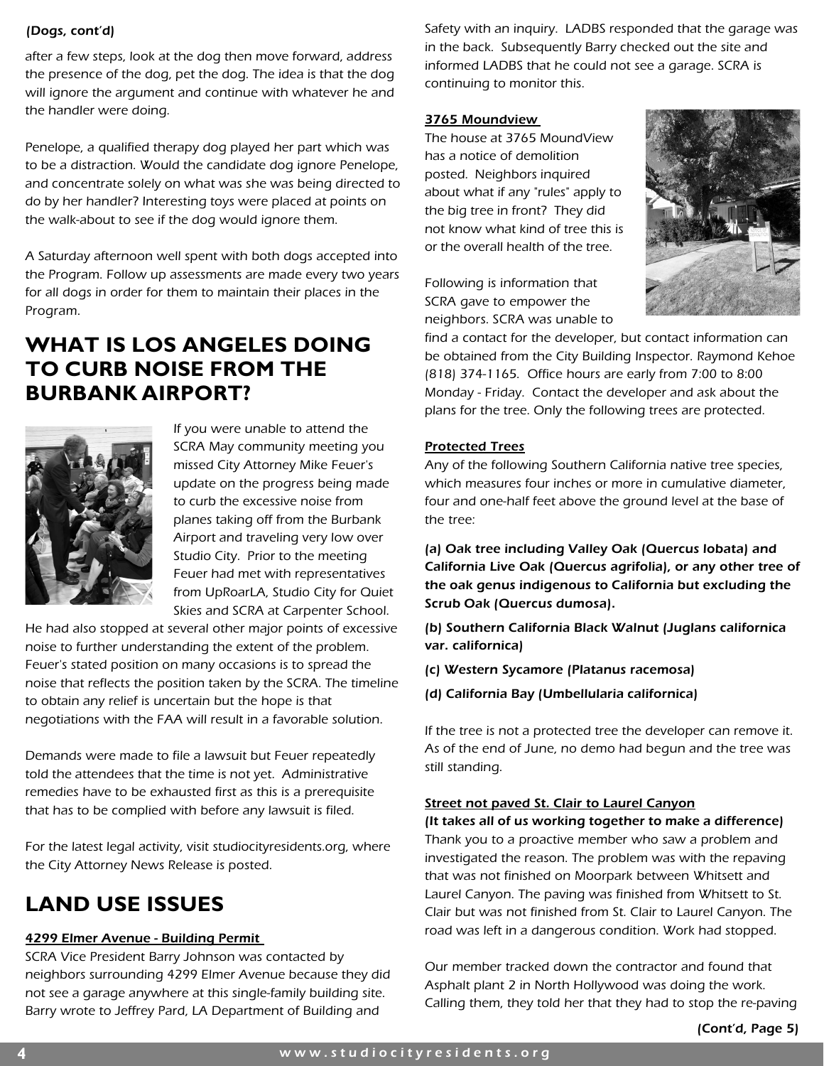*(Dogs, cont'd)*

*after a few steps, look at the dog then move forward, address the presence of the dog, pet the dog. The idea is that the dog will ignore the argument and continue with whatever he and the handler were doing.*

*Penelope, a qualified therapy dog played her part which was to be a distraction. Would the candidate dog ignore Penelope, and concentrate solely on what was she was being directed to do by her handler? Interesting toys were placed at points on the walk-about to see if the dog would ignore them.*

*A Saturday afternoon well spent with both dogs accepted into the Program. Follow up assessments are made every two years for all dogs in order for them to maintain their places in the Program.*

## WHAT IS LOS ANGELES DOING TO CURB NOISE FROM THE BURBANK AIRPORT?

*If you were unable to attend the SCRA May community meeting you missed City Attorney Mike Feuer's update on the progress being made to curb the excessive noise from planes taking off from the Burbank Airport and traveling very low over Studio City. Prior to the meeting Feuer had met with representatives from UpRoarLA, Studio City for Quiet Skies and SCRA at Carpenter School. He had also stopped at several other major points of excessive noise to further understanding the extent of the problem. Feuer's stated position on many occasions is to spread the noise that reflects the position taken by the SCRA. The timeline to obtain any relief is uncertain but the hope is that negotiations with the FAA will result in a favorable solution.*

*Demands were made to file a lawsuit but Feuer repeatedly told the attendees that the time is not yet. Administrative remedies have to be exhausted first as this is a prerequisite that has to be complied with before any lawsuit is filed.*

*For the latest legal activity, visit studiocityresidents.org, where the City Attorney News Release is posted.*

## LAND USE ISSUES

**4299 Elmer Avenue - Building Permit**

*SCRA Vice President Barry Johnson was contacted by neighbors surrounding 4299 Elmer Avenue because they did not see a garage anywhere at this single-family building site. Barry wrote to Jeffrey Pard, LA Department of Building and Safety with an inquiry. LADBS responded that the garage was in the back. Subsequently Barry checked out the site and informed LADBS that he could not see a garage. SCRA is continuing to monitor this.*

**3765 Moundview**

*The house at 3765 MoundView has a notice of demolition posted. Neighbors inquired about what if any "rules" apply to the big tree in front? They did not know what kind of tree this is or the overall health of the tree.*

*Following is information that SCRA gave to empower the neighbors. SCRA was unable to find a contact for the developer, but contact information can be obtained from the City Building Inspector. Raymond Kehoe (818) 374-1165. Office hours are early from 7:00 to 8:00 Monday - Friday. Contact the developer and ask about the plans for the tree. Only the following trees are protected.*

**Protected Trees**

*Any of the following Southern California native tree species, which measures four inches or more in cumulative diameter, four and one-half feet above the ground level at the base of the tree:*

***(a) Oak tree including Valley Oak (Quercus lobata) and California Live Oak (Quercus agrifolia), or any other tree of the oak genus indigenous to California but excluding the Scrub Oak (Quercus dumosa).***

***(b) Southern California Black Walnut (Juglans californica var. californica)***

***(c) Western Sycamore (Platanus racemosa)***

***(d) California Bay (Umbellularia californica)***

*If the tree is not a protected tree the developer can remove it. As of the end of June, no demo had begun and the tree was still standing.*

**Street not paved St. Clair to Laurel Canyon**

***(It takes all of us working together to make a difference)***

*Thank you to a proactive member who saw a problem and investigated the reason. The problem was with the repaving that was not finished on Moorpark between Whitsett and Laurel Canyon. The paving was finished from Whitsett to St. Clair but was not finished from St. Clair to Laurel Canyon. The road was left in a dangerous condition. Work had stopped.*

*Our member tracked down the contractor and found that Asphalt plant 2 in North Hollywood was doing the work. Calling them, they told her that they had to stop the re-paving*

***(Cont'd, Page 5)***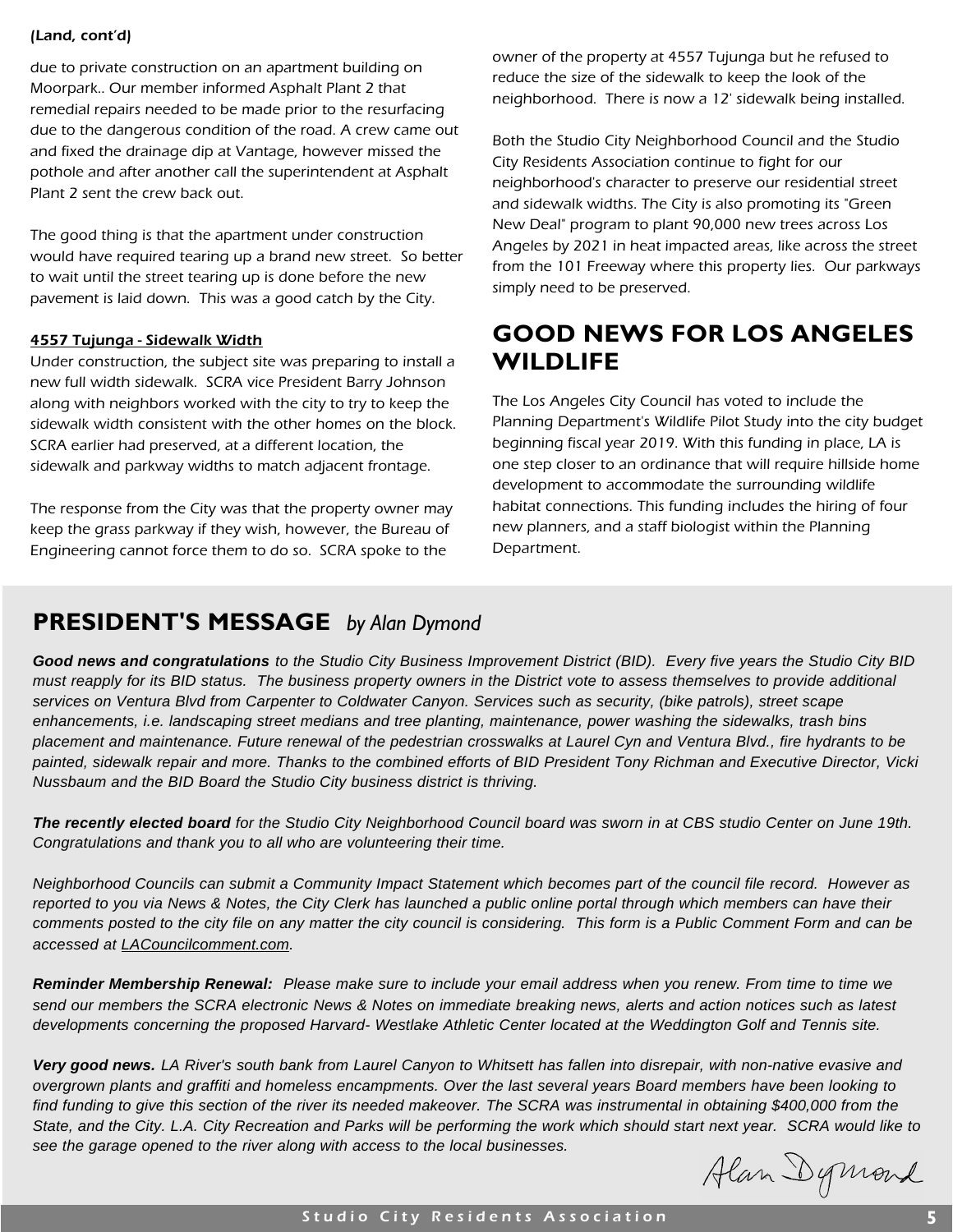*(Land, cont'd)*

due to private construction on an apartment building on Moorpark.. Our member informed Asphalt Plant 2 that remedial repairs needed to be made prior to the resurfacing due to the dangerous condition of the road. A crew came out and fixed the drainage dip at Vantage, however missed the pothole and after another call the superintendent at Asphalt Plant 2 sent the crew back out.

The good thing is that the apartment under construction would have required tearing up a brand new street. So better to wait until the street tearing up is done before the new pavement is laid down. This was a good catch by the City.

**4557 Tujunga - Sidewalk Width**

Under construction, the subject site was preparing to install a new full width sidewalk. SCRA vice President Barry Johnson along with neighbors worked with the city to try to keep the sidewalk width consistent with the other homes on the block. SCRA earlier had preserved, at a different location, the sidewalk and parkway widths to match adjacent frontage.

The response from the City was that the property owner may keep the grass parkway if they wish, however, the Bureau of Engineering cannot force them to do so. SCRA spoke to the owner of the property at 4557 Tujunga but he refused to reduce the size of the sidewalk to keep the look of the neighborhood. There is now a 12' sidewalk being installed.

Both the Studio City Neighborhood Council and the Studio City Residents Association continue to fight for our neighborhood's character to preserve our residential street and sidewalk widths. The City is also promoting its "Green New Deal" program to plant 90,000 new trees across Los Angeles by 2021 in heat impacted areas, like across the street from the 101 Freeway where this property lies. Our parkways simply need to be preserved.

## GOOD NEWS FOR LOS ANGELES WILDLIFE

The Los Angeles City Council has voted to include the Planning Department's Wildlife Pilot Study into the city budget beginning fiscal year 2019. With this funding in place, LA is one step closer to an ordinance that will require hillside home development to accommodate the surrounding wildlife habitat connections. This funding includes the hiring of four new planners, and a staff biologist within the Planning Department.

## PRESIDENT'S MESSAGE *by Alan Dymond*

***Good news and congratulations*** *to the Studio City Business Improvement District (BID). Every five years the Studio City BID must reapply for its BID status. The business property owners in the District vote to assess themselves to provide additional services on Ventura Blvd from Carpenter to Coldwater Canyon. Services such as security, (bike patrols), street scape enhancements, i.e. landscaping street medians and tree planting, maintenance, power washing the sidewalks, trash bins placement and maintenance. Future renewal of the pedestrian crosswalks at Laurel Cyn and Ventura Blvd., fire hydrants to be painted, sidewalk repair and more. Thanks to the combined efforts of BID President Tony Richman and Executive Director, Vicki Nussbaum and the BID Board the Studio City business district is thriving.*

***The recently elected board*** *for the Studio City Neighborhood Council board was sworn in at CBS studio Center on June 19th. Congratulations and thank you to all who are volunteering their time.*

*Neighborhood Councils can submit a Community Impact Statement which becomes part of the council file record. However as reported to you via News & Notes, the City Clerk has launched a public online portal through which members can have their comments posted to the city file on any matter the city council is considering. This form is a Public Comment Form and can be accessed at LACouncilcomment.com.*

***Reminder Membership Renewal:*** *Please make sure to include your email address when you renew. From time to time we send our members the SCRA electronic News & Notes on immediate breaking news, alerts and action notices such as latest developments concerning the proposed Harvard- Westlake Athletic Center located at the Weddington Golf and Tennis site.*

***Very good news.*** *LA River's south bank from Laurel Canyon to Whitsett has fallen into disrepair, with non-native evasive and overgrown plants and graffiti and homeless encampments. Over the last several years Board members have been looking to find funding to give this section of the river its needed makeover. The SCRA was instrumental in obtaining $400,000 from the State, and the City. L.A. City Recreation and Parks will be performing the work which should start next year. SCRA would like to see the garage opened to the river along with access to the local businesses.*

Alan Dymond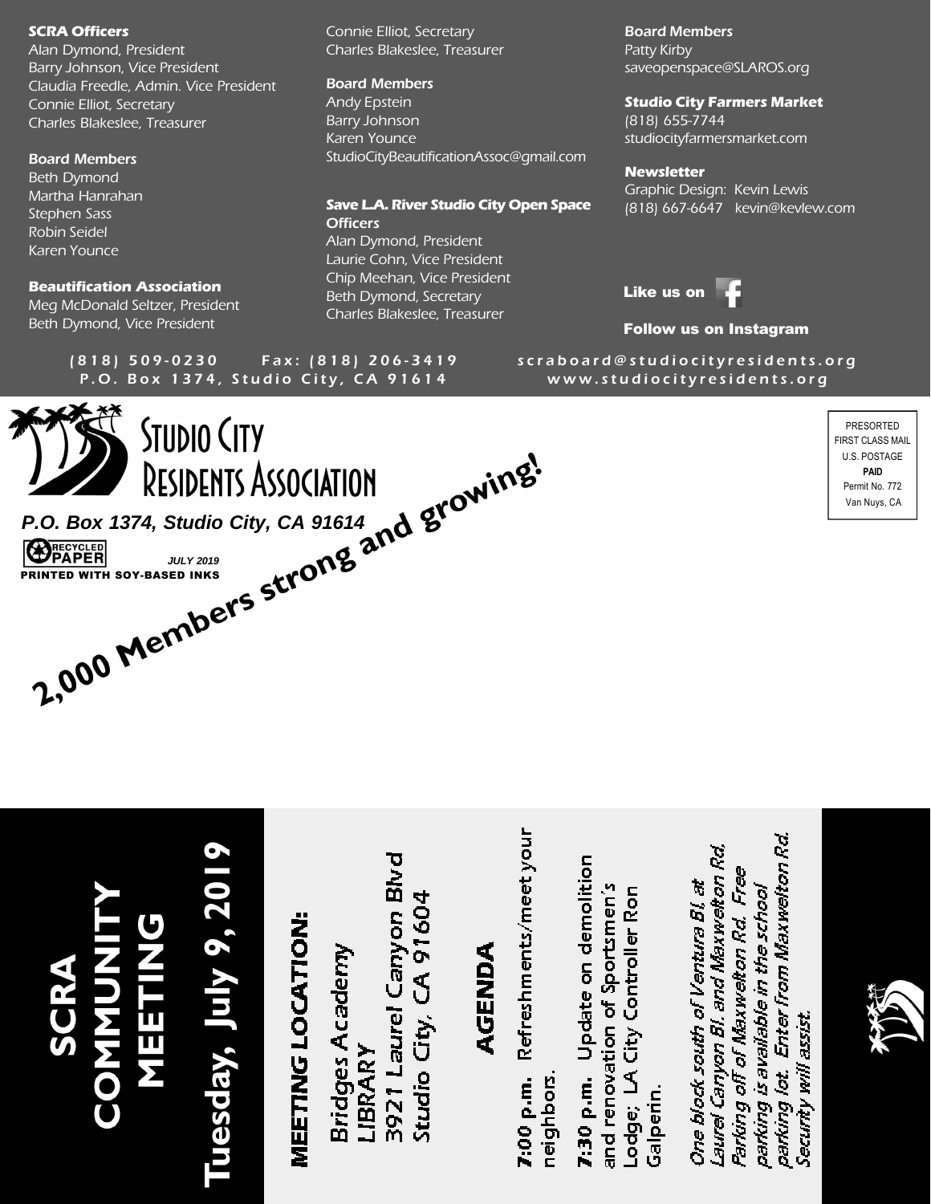**SCRA Officers**
Alan Dymond, President
Barry Johnson, Vice President
Claudia Freedle, Admin. Vice President
Connie Elliot, Secretary
Charles Blakeslee, Treasurer

**Board Members**
Beth Dymond
Martha Hanrahan
Stephen Sass
Robin Seidel
Karen Younce

**Beautification Association**
Meg McDonald Seltzer, President
Beth Dymond, Vice President
Connie Elliot, Secretary
Charles Blakeslee, Treasurer

**Board Members**
Andy Epstein
Barry Johnson
Karen Younce
StudioCityBeautificationAssoc@gmail.com

**Save L.A. River Studio City Open Space Officers**
Alan Dymond, President
Laurie Cohn, Vice President
Chip Meehan, Vice President
Beth Dymond, Secretary
Charles Blakeslee, Treasurer

**Board Members**
Patty Kirby
saveopenspace@SLAROS.org

**Studio City Farmers Market**
(818) 655-7744
studiocityfarmersmarket.com

**Newsletter**
Graphic Design: Kevin Lewis
(818) 667-6647 kevin@kevlew.com

**Like us on**

**Follow us on Instagram**

(818) 509-0230 Fax: (818) 206-3419 scraboard@studiocityresidents.org
P.O. Box 1374, Studio City, CA 91614 www.studiocityresidents.org

# Studio City Residents Association

*P.O. Box 1374, Studio City, CA 91614*

RECYCLED PAPER
*JULY 2019*
PRINTED WITH SOY-BASED INKS

**2,000 Members strong and growing!**

PRESORTED
FIRST CLASS MAIL
U.S. POSTAGE
**PAID**
Permit No. 772
Van Nuys, CA

# SCRA COMMUNITY MEETING

## Tuesday, July 9, 2019

**MEETING LOCATION:**

Bridges Academy
LIBRARY
3921 Laurel Canyon Blvd
Studio City, CA 91604

## AGENDA

**7:00 p.m.** Refreshments/meet your neighbors.

**7:30 p.m.** Update on demolition and renovation of Sportsmen's Lodge; LA City Controller Ron Galperin.

*One block south of Ventura Bl. at Laurel Canyon Bl. and Maxwelton Rd. Parking off of Maxwelton Rd. Free parking is available in the school parking lot. Enter from Maxwelton Rd. Security will assist.*